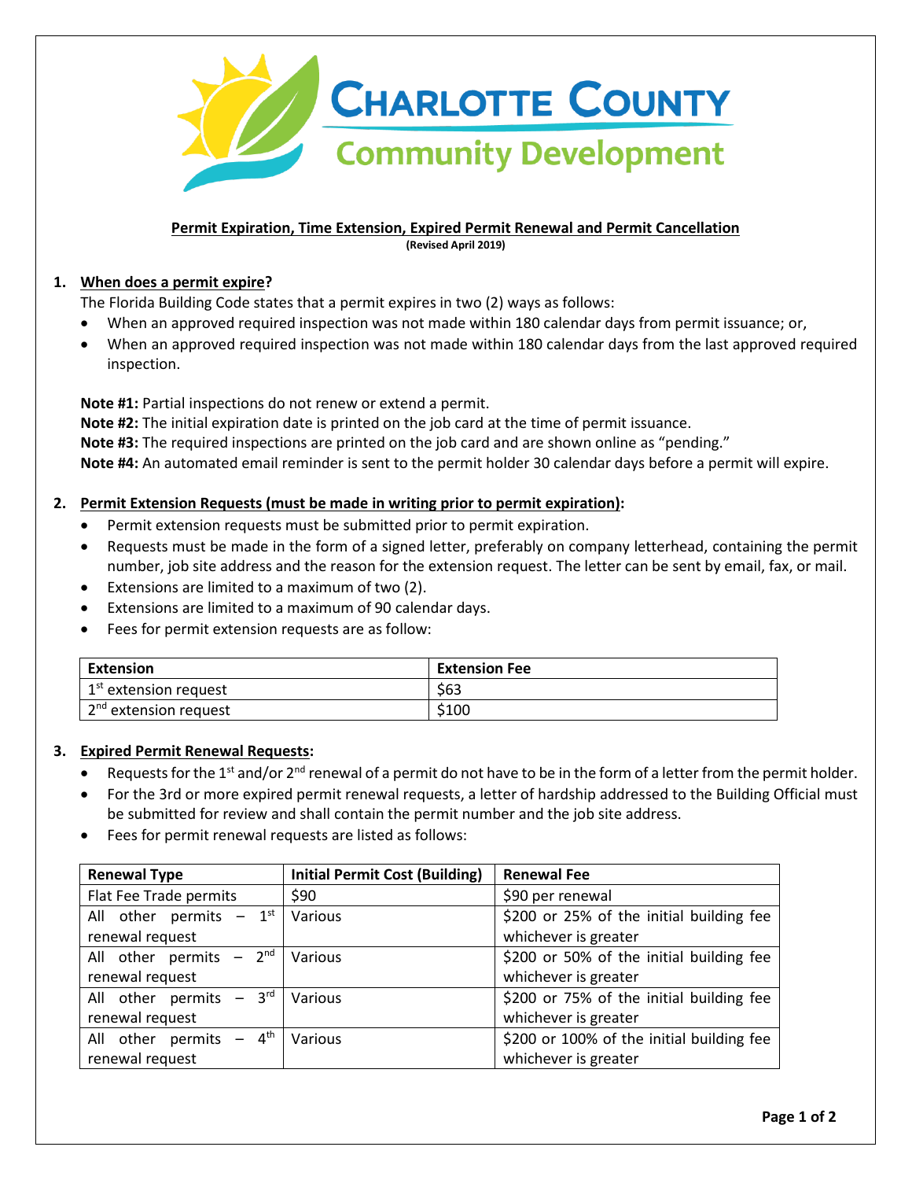# Charlotte County Community Development

## Permit Expiration, Time Extension, Expired Permit Renewal and Permit Cancellation

**(Revised April 2019)**

### 1. When does a permit expire?

The Florida Building Code states that a permit expires in two (2) ways as follows:

- When an approved required inspection was not made within 180 calendar days from permit issuance; or,
- When an approved required inspection was not made within 180 calendar days from the last approved required inspection.

**Note #1:** Partial inspections do not renew or extend a permit.
**Note #2:** The initial expiration date is printed on the job card at the time of permit issuance.
**Note #3:** The required inspections are printed on the job card and are shown online as "pending."
**Note #4:** An automated email reminder is sent to the permit holder 30 calendar days before a permit will expire.

### 2. Permit Extension Requests (must be made in writing prior to permit expiration):

- Permit extension requests must be submitted prior to permit expiration.
- Requests must be made in the form of a signed letter, preferably on company letterhead, containing the permit number, job site address and the reason for the extension request. The letter can be sent by email, fax, or mail.
- Extensions are limited to a maximum of two (2).
- Extensions are limited to a maximum of 90 calendar days.
- Fees for permit extension requests are as follow:

| Extension | Extension Fee |
|---|---|
| 1st extension request | $63 |
| 2nd extension request | $100 |

### 3. Expired Permit Renewal Requests:

- Requests for the 1st and/or 2nd renewal of a permit do not have to be in the form of a letter from the permit holder.
- For the 3rd or more expired permit renewal requests, a letter of hardship addressed to the Building Official must be submitted for review and shall contain the permit number and the job site address.
- Fees for permit renewal requests are listed as follows:

| Renewal Type | Initial Permit Cost (Building) | Renewal Fee |
|---|---|---|
| Flat Fee Trade permits | $90 | $90 per renewal |
| All other permits – 1st renewal request | Various | $200 or 25% of the initial building fee whichever is greater |
| All other permits – 2nd renewal request | Various | $200 or 50% of the initial building fee whichever is greater |
| All other permits – 3rd renewal request | Various | $200 or 75% of the initial building fee whichever is greater |
| All other permits – 4th renewal request | Various | $200 or 100% of the initial building fee whichever is greater |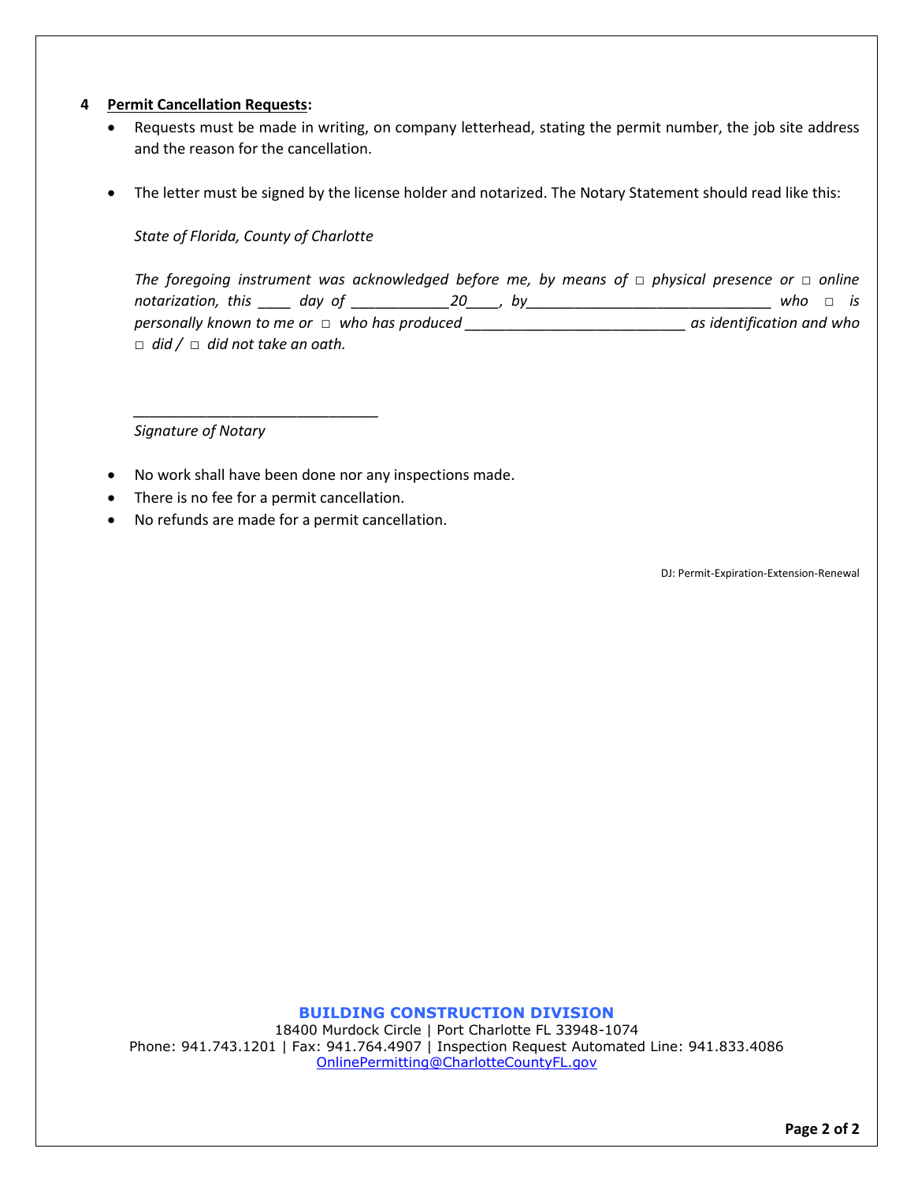**4 Permit Cancellation Requests:**

- Requests must be made in writing, on company letterhead, stating the permit number, the job site address and the reason for the cancellation.

- The letter must be signed by the license holder and notarized. The Notary Statement should read like this:

  *State of Florida, County of Charlotte*

  *The foregoing instrument was acknowledged before me, by means of □ physical presence or □ online notarization, this ____ day of ____________20____, by______________________________ who □ is personally known to me or □ who has produced ___________________________ as identification and who □ did / □ did not take an oath.*

  ______________________________
  *Signature of Notary*

- No work shall have been done nor any inspections made.
- There is no fee for a permit cancellation.
- No refunds are made for a permit cancellation.

DJ: Permit-Expiration-Extension-Renewal

**BUILDING CONSTRUCTION DIVISION**
18400 Murdock Circle | Port Charlotte FL 33948-1074
Phone: 941.743.1201 | Fax: 941.764.4907 | Inspection Request Automated Line: 941.833.4086
OnlinePermitting@CharlotteCountyFL.gov